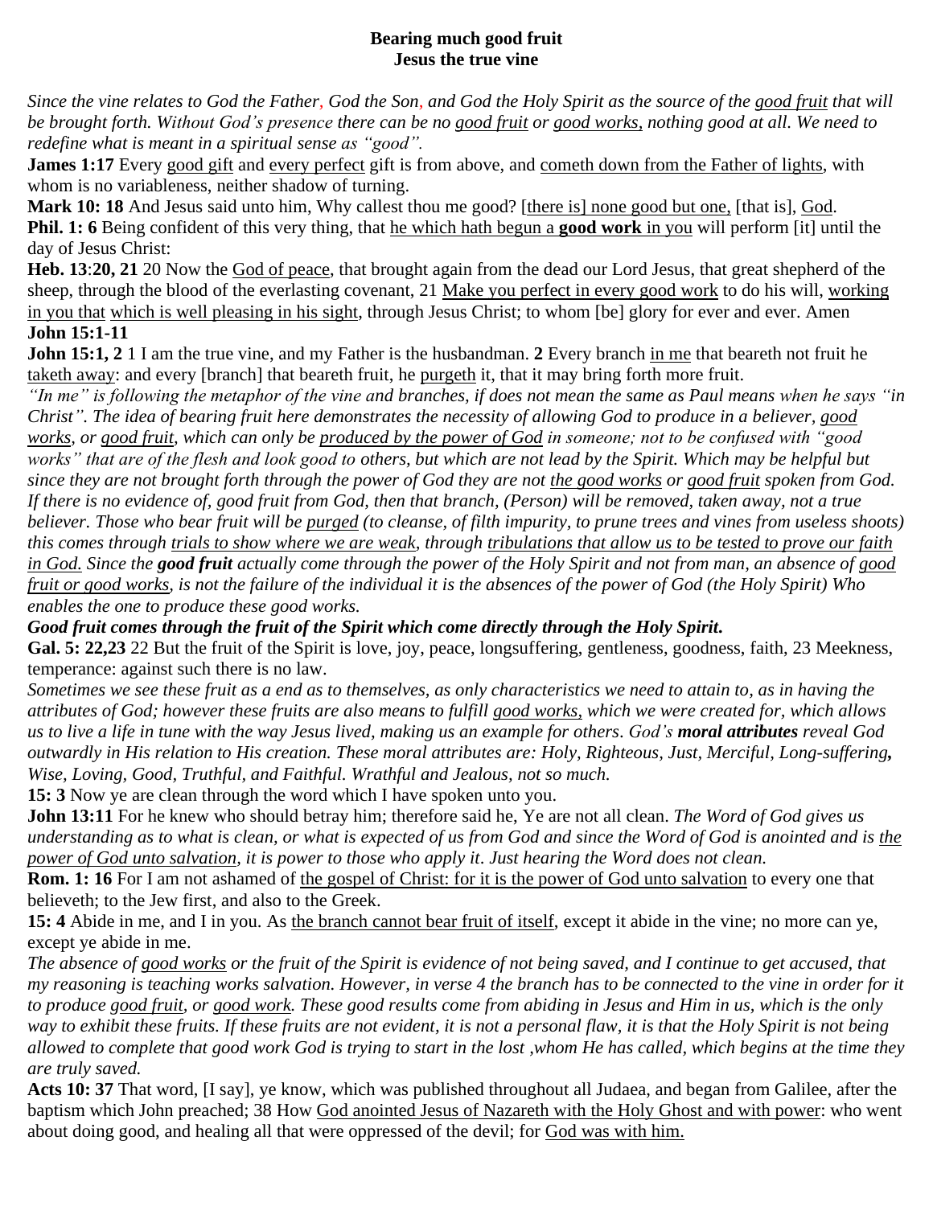**Bearing much good fruit**
**Jesus the true vine**

*Since the vine relates to God the Father, God the Son, and God the Holy Spirit as the source of the good fruit that will be brought forth. Without God's presence there can be no good fruit or good works, nothing good at all. We need to redefine what is meant in a spiritual sense as "good".*

**James 1:17** Every good gift and every perfect gift is from above, and cometh down from the Father of lights, with whom is no variableness, neither shadow of turning.

**Mark 10: 18** And Jesus said unto him, Why callest thou me good? [there is] none good but one, [that is], God.

**Phil. 1: 6** Being confident of this very thing, that he which hath begun a **good work** in you will perform [it] until the day of Jesus Christ:

**Heb. 13:20, 21** 20 Now the God of peace, that brought again from the dead our Lord Jesus, that great shepherd of the sheep, through the blood of the everlasting covenant, 21 Make you perfect in every good work to do his will, working in you that which is well pleasing in his sight, through Jesus Christ; to whom [be] glory for ever and ever. Amen

**John 15:1-11**

**John 15:1, 2** 1 I am the true vine, and my Father is the husbandman. **2** Every branch in me that beareth not fruit he taketh away: and every [branch] that beareth fruit, he purgeth it, that it may bring forth more fruit.

*"In me" is following the metaphor of the vine and branches, if does not mean the same as Paul means when he says "in Christ". The idea of bearing fruit here demonstrates the necessity of allowing God to produce in a believer, good works, or good fruit, which can only be produced by the power of God in someone; not to be confused with "good works" that are of the flesh and look good to others, but which are not lead by the Spirit. Which may be helpful but since they are not brought forth through the power of God they are not the good works or good fruit spoken from God. If there is no evidence of, good fruit from God, then that branch, (Person) will be removed, taken away, not a true believer. Those who bear fruit will be purged (to cleanse, of filth impurity, to prune trees and vines from useless shoots) this comes through trials to show where we are weak, through tribulations that allow us to be tested to prove our faith in God. Since the **good fruit** actually come through the power of the Holy Spirit and not from man, an absence of good fruit or good works, is not the failure of the individual it is the absences of the power of God (the Holy Spirit) Who enables the one to produce these good works.*

***Good fruit comes through the fruit of the Spirit which come directly through the Holy Spirit.***

**Gal. 5: 22,23** 22 But the fruit of the Spirit is love, joy, peace, longsuffering, gentleness, goodness, faith, 23 Meekness, temperance: against such there is no law.

*Sometimes we see these fruit as a end as to themselves, as only characteristics we need to attain to, as in having the attributes of God; however these fruits are also means to fulfill good works, which we were created for, which allows us to live a life in tune with the way Jesus lived, making us an example for others. God's **moral attributes** reveal God outwardly in His relation to His creation. These moral attributes are: Holy, Righteous, Just, Merciful, Long-suffering**,** Wise, Loving, Good, Truthful, and Faithful. Wrathful and Jealous, not so much.*

**15: 3** Now ye are clean through the word which I have spoken unto you.

**John 13:11** For he knew who should betray him; therefore said he, Ye are not all clean. *The Word of God gives us understanding as to what is clean, or what is expected of us from God and since the Word of God is anointed and is the power of God unto salvation, it is power to those who apply it. Just hearing the Word does not clean.*

**Rom. 1: 16** For I am not ashamed of the gospel of Christ: for it is the power of God unto salvation to every one that believeth; to the Jew first, and also to the Greek.

**15: 4** Abide in me, and I in you. As the branch cannot bear fruit of itself, except it abide in the vine; no more can ye, except ye abide in me.

*The absence of good works or the fruit of the Spirit is evidence of not being saved, and I continue to get accused, that my reasoning is teaching works salvation. However, in verse 4 the branch has to be connected to the vine in order for it to produce good fruit, or good work. These good results come from abiding in Jesus and Him in us, which is the only way to exhibit these fruits. If these fruits are not evident, it is not a personal flaw, it is that the Holy Spirit is not being allowed to complete that good work God is trying to start in the lost ,whom He has called, which begins at the time they are truly saved.*

**Acts 10: 37** That word, [I say], ye know, which was published throughout all Judaea, and began from Galilee, after the baptism which John preached; 38 How God anointed Jesus of Nazareth with the Holy Ghost and with power: who went about doing good, and healing all that were oppressed of the devil; for God was with him.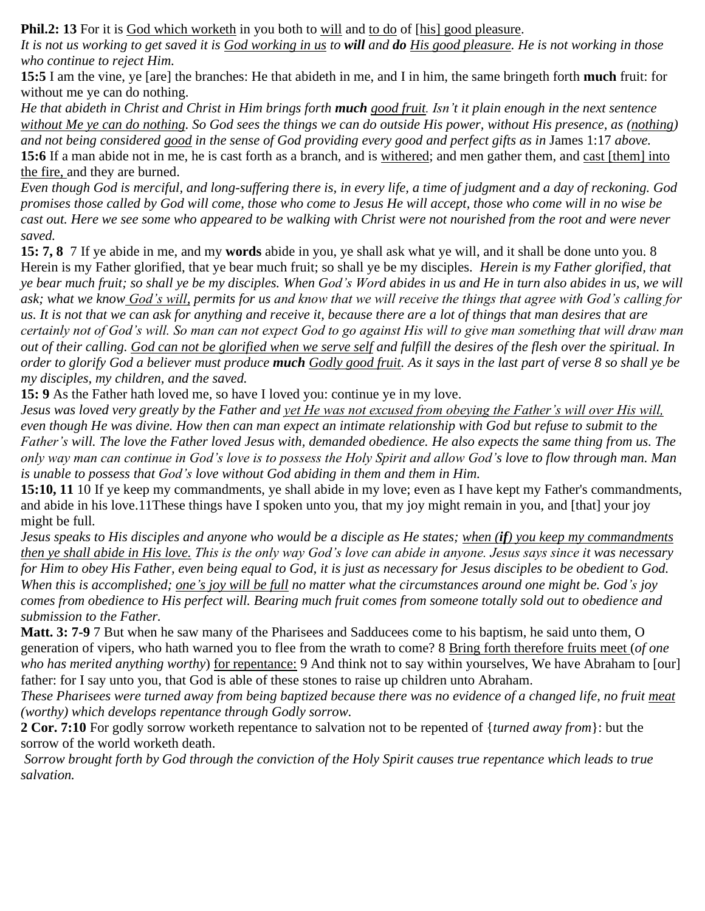**Phil.2: 13** For it is <u>God which worketh</u> in you both to <u>will</u> and <u>to do</u> of <u>[his] good pleasure</u>.

*It is not us working to get saved it is <u>God working in us</u> to **will** and **do** <u>His good pleasure</u>. He is not working in those who continue to reject Him.*

**15:5** I am the vine, ye [are] the branches: He that abideth in me, and I in him, the same bringeth forth **much** fruit: for without me ye can do nothing.

*He that abideth in Christ and Christ in Him brings forth **much** <u>good fruit</u>. Isn't it plain enough in the next sentence <u>without Me ye can do nothing</u>. So God sees the things we can do outside His power, without His presence, as (<u>nothing</u>) and not being considered <u>good</u> in the sense of God providing every good and perfect gifts as in* James 1:17 *above.*

**15:6** If a man abide not in me, he is cast forth as a branch, and is <u>withered</u>; and men gather them, and <u>cast [them] into the fire,</u> and they are burned.

*Even though God is merciful, and long-suffering there is, in every life, a time of judgment and a day of reckoning. God promises those called by God will come, those who come to Jesus He will accept, those who come will in no wise be cast out. Here we see some who appeared to be walking with Christ were not nourished from the root and were never saved.*

**15: 7, 8** 7 If ye abide in me, and my **words** abide in you, ye shall ask what ye will, and it shall be done unto you. 8 Herein is my Father glorified, that ye bear much fruit; so shall ye be my disciples. *Herein is my Father glorified, that ye bear much fruit; so shall ye be my disciples. When God's Word abides in us and He in turn also abides in us, we will ask; what we know <u>God's will</u>, permits for us and know that we will receive the things that agree with God's calling for us. It is not that we can ask for anything and receive it, because there are a lot of things that man desires that are certainly not of God's will. So man can not expect God to go against His will to give man something that will draw man out of their calling. <u>God can not be glorified when we serve self</u> and fulfill the desires of the flesh over the spiritual. In order to glorify God a believer must produce **much** <u>Godly good fruit</u>. As it says in the last part of verse 8 so shall ye be my disciples, my children, and the saved.*

**15: 9** As the Father hath loved me, so have I loved you: continue ye in my love.

*Jesus was loved very greatly by the Father and <u>yet He was not excused from obeying the Father's will over His will,</u> even though He was divine. How then can man expect an intimate relationship with God but refuse to submit to the Father's will. The love the Father loved Jesus with, demanded obedience. He also expects the same thing from us. The only way man can continue in God's love is to possess the Holy Spirit and allow God's love to flow through man. Man is unable to possess that God's love without God abiding in them and them in Him.*

**15:10, 11** 10 If ye keep my commandments, ye shall abide in my love; even as I have kept my Father's commandments, and abide in his love.11These things have I spoken unto you, that my joy might remain in you, and [that] your joy might be full.

*Jesus speaks to His disciples and anyone who would be a disciple as He states; <u>when (**if**) you keep my commandments then ye shall abide in His love.</u> This is the only way God's love can abide in anyone. Jesus says since it was necessary for Him to obey His Father, even being equal to God, it is just as necessary for Jesus disciples to be obedient to God. When this is accomplished; <u>one's joy will be full</u> no matter what the circumstances around one might be. God's joy comes from obedience to His perfect will. Bearing much fruit comes from someone totally sold out to obedience and submission to the Father.*

**Matt. 3: 7-9** 7 But when he saw many of the Pharisees and Sadducees come to his baptism, he said unto them, O generation of vipers, who hath warned you to flee from the wrath to come? 8 <u>Bring forth therefore fruits meet</u> (*of one who has merited anything worthy*) <u>for repentance:</u> 9 And think not to say within yourselves, We have Abraham to [our] father: for I say unto you, that God is able of these stones to raise up children unto Abraham.

*These Pharisees were turned away from being baptized because there was no evidence of a changed life, no fruit <u>meat</u> (worthy) which develops repentance through Godly sorrow.*

**2 Cor. 7:10** For godly sorrow worketh repentance to salvation not to be repented of {*turned away from*}: but the sorrow of the world worketh death.

*Sorrow brought forth by God through the conviction of the Holy Spirit causes true repentance which leads to true salvation.*